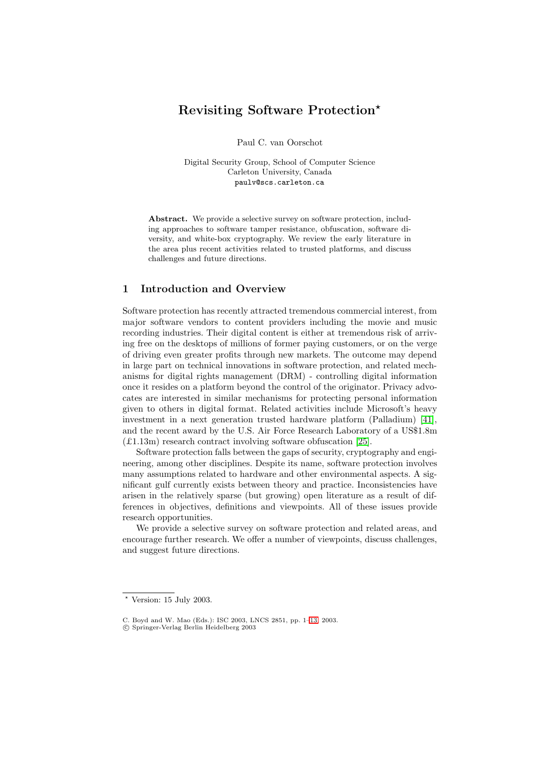# Revisiting Software Protection*

Paul C. van Oorschot

Digital Security Group, School of Computer Science
Carleton University, Canada
paulv@scs.carleton.ca

**Abstract.** We provide a selective survey on software protection, including approaches to software tamper resistance, obfuscation, software diversity, and white-box cryptography. We review the early literature in the area plus recent activities related to trusted platforms, and discuss challenges and future directions.

## 1 Introduction and Overview

Software protection has recently attracted tremendous commercial interest, from major software vendors to content providers including the movie and music recording industries. Their digital content is either at tremendous risk of arriving free on the desktops of millions of former paying customers, or on the verge of driving even greater profits through new markets. The outcome may depend in large part on technical innovations in software protection, and related mechanisms for digital rights management (DRM) - controlling digital information once it resides on a platform beyond the control of the originator. Privacy advocates are interested in similar mechanisms for protecting personal information given to others in digital format. Related activities include Microsoft's heavy investment in a next generation trusted hardware platform (Palladium) [41], and the recent award by the U.S. Air Force Research Laboratory of a US$1.8m (£1.13m) research contract involving software obfuscation [25].

Software protection falls between the gaps of security, cryptography and engineering, among other disciplines. Despite its name, software protection involves many assumptions related to hardware and other environmental aspects. A significant gulf currently exists between theory and practice. Inconsistencies have arisen in the relatively sparse (but growing) open literature as a result of differences in objectives, definitions and viewpoints. All of these issues provide research opportunities.

We provide a selective survey on software protection and related areas, and encourage further research. We offer a number of viewpoints, discuss challenges, and suggest future directions.

* Version: 15 July 2003.

C. Boyd and W. Mao (Eds.): ISC 2003, LNCS 2851, pp. 1–13, 2003.
© Springer-Verlag Berlin Heidelberg 2003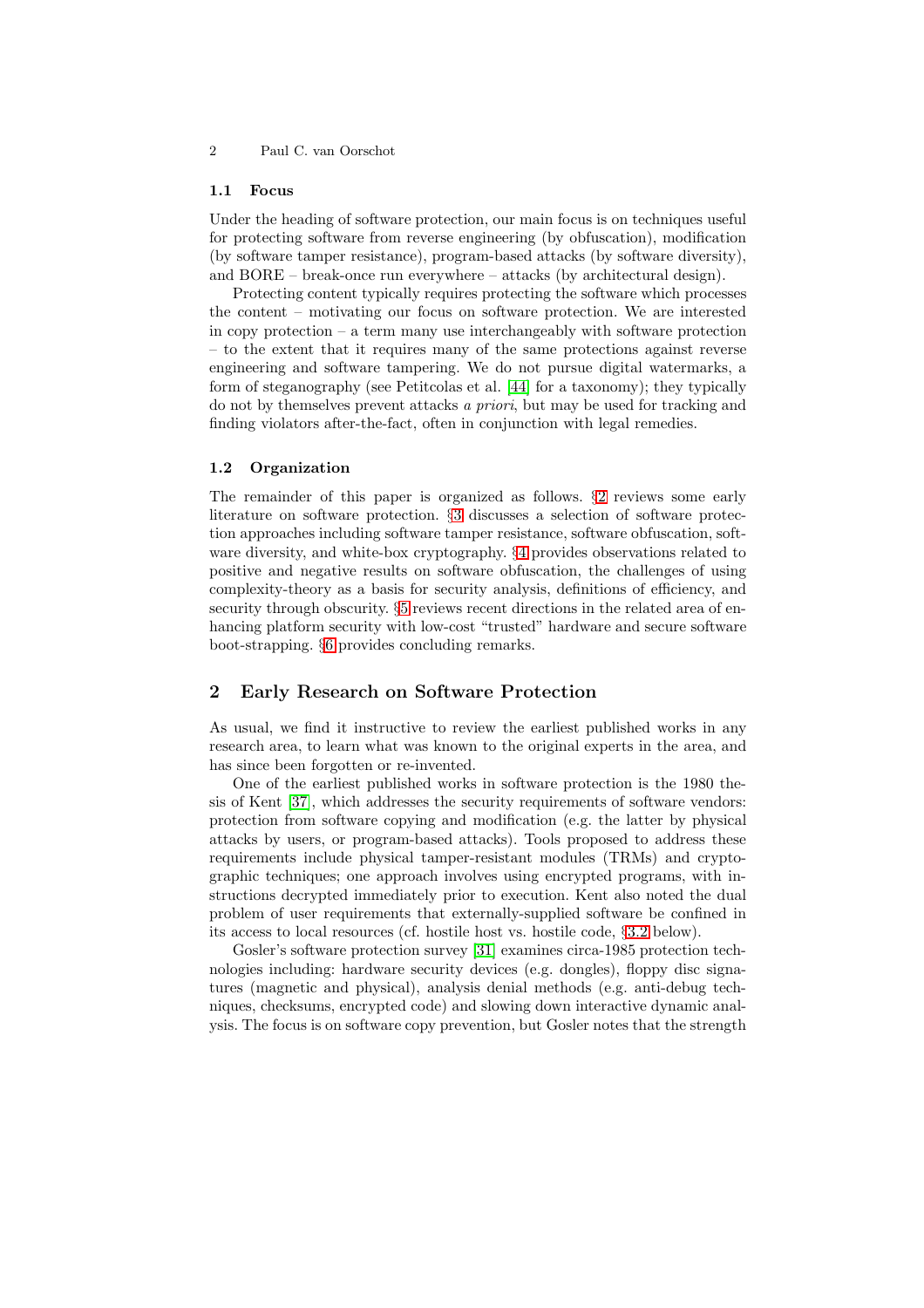### 1.1 Focus

Under the heading of software protection, our main focus is on techniques useful for protecting software from reverse engineering (by obfuscation), modification (by software tamper resistance), program-based attacks (by software diversity), and BORE – break-once run everywhere – attacks (by architectural design).

Protecting content typically requires protecting the software which processes the content – motivating our focus on software protection. We are interested in copy protection – a term many use interchangeably with software protection – to the extent that it requires many of the same protections against reverse engineering and software tampering. We do not pursue digital watermarks, a form of steganography (see Petitcolas et al. [44] for a taxonomy); they typically do not by themselves prevent attacks *a priori*, but may be used for tracking and finding violators after-the-fact, often in conjunction with legal remedies.

### 1.2 Organization

The remainder of this paper is organized as follows. §2 reviews some early literature on software protection. §3 discusses a selection of software protection approaches including software tamper resistance, software obfuscation, software diversity, and white-box cryptography. §4 provides observations related to positive and negative results on software obfuscation, the challenges of using complexity-theory as a basis for security analysis, definitions of efficiency, and security through obscurity. §5 reviews recent directions in the related area of enhancing platform security with low-cost "trusted" hardware and secure software boot-strapping. §6 provides concluding remarks.

## 2 Early Research on Software Protection

As usual, we find it instructive to review the earliest published works in any research area, to learn what was known to the original experts in the area, and has since been forgotten or re-invented.

One of the earliest published works in software protection is the 1980 thesis of Kent [37], which addresses the security requirements of software vendors: protection from software copying and modification (e.g. the latter by physical attacks by users, or program-based attacks). Tools proposed to address these requirements include physical tamper-resistant modules (TRMs) and cryptographic techniques; one approach involves using encrypted programs, with instructions decrypted immediately prior to execution. Kent also noted the dual problem of user requirements that externally-supplied software be confined in its access to local resources (cf. hostile host vs. hostile code, §3.2 below).

Gosler's software protection survey [31] examines circa-1985 protection technologies including: hardware security devices (e.g. dongles), floppy disc signatures (magnetic and physical), analysis denial methods (e.g. anti-debug techniques, checksums, encrypted code) and slowing down interactive dynamic analysis. The focus is on software copy prevention, but Gosler notes that the strength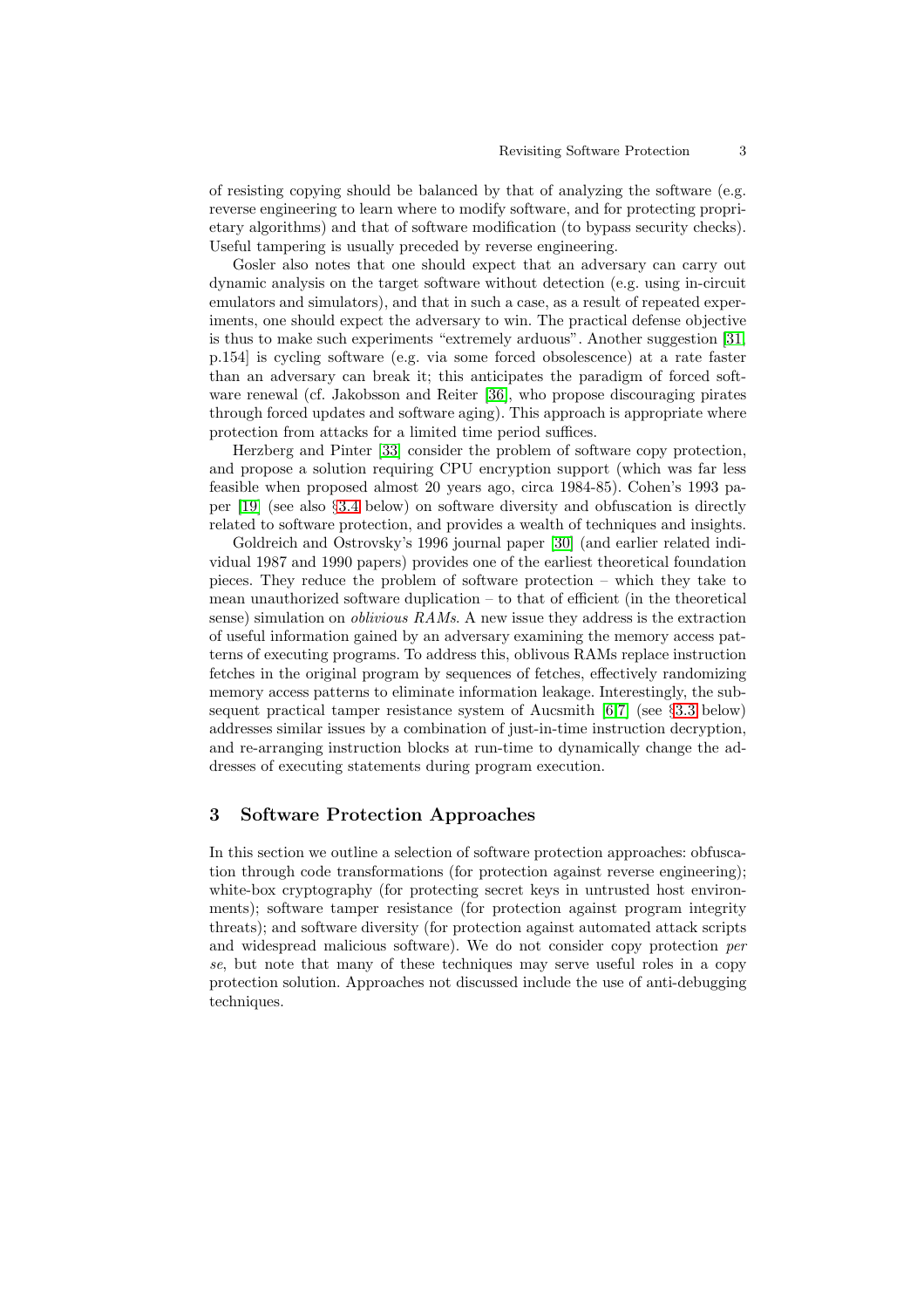of resisting copying should be balanced by that of analyzing the software (e.g. reverse engineering to learn where to modify software, and for protecting proprietary algorithms) and that of software modification (to bypass security checks). Useful tampering is usually preceded by reverse engineering.

Gosler also notes that one should expect that an adversary can carry out dynamic analysis on the target software without detection (e.g. using in-circuit emulators and simulators), and that in such a case, as a result of repeated experiments, one should expect the adversary to win. The practical defense objective is thus to make such experiments "extremely arduous". Another suggestion [31, p.154] is cycling software (e.g. via some forced obsolescence) at a rate faster than an adversary can break it; this anticipates the paradigm of forced software renewal (cf. Jakobsson and Reiter [36], who propose discouraging pirates through forced updates and software aging). This approach is appropriate where protection from attacks for a limited time period suffices.

Herzberg and Pinter [33] consider the problem of software copy protection, and propose a solution requiring CPU encryption support (which was far less feasible when proposed almost 20 years ago, circa 1984-85). Cohen's 1993 paper [19] (see also §3.4 below) on software diversity and obfuscation is directly related to software protection, and provides a wealth of techniques and insights.

Goldreich and Ostrovsky's 1996 journal paper [30] (and earlier related individual 1987 and 1990 papers) provides one of the earliest theoretical foundation pieces. They reduce the problem of software protection – which they take to mean unauthorized software duplication – to that of efficient (in the theoretical sense) simulation on *oblivious RAMs*. A new issue they address is the extraction of useful information gained by an adversary examining the memory access patterns of executing programs. To address this, oblivous RAMs replace instruction fetches in the original program by sequences of fetches, effectively randomizing memory access patterns to eliminate information leakage. Interestingly, the subsequent practical tamper resistance system of Aucsmith [6,7] (see §3.3 below) addresses similar issues by a combination of just-in-time instruction decryption, and re-arranging instruction blocks at run-time to dynamically change the addresses of executing statements during program execution.

## 3 Software Protection Approaches

In this section we outline a selection of software protection approaches: obfuscation through code transformations (for protection against reverse engineering); white-box cryptography (for protecting secret keys in untrusted host environments); software tamper resistance (for protection against program integrity threats); and software diversity (for protection against automated attack scripts and widespread malicious software). We do not consider copy protection *per se*, but note that many of these techniques may serve useful roles in a copy protection solution. Approaches not discussed include the use of anti-debugging techniques.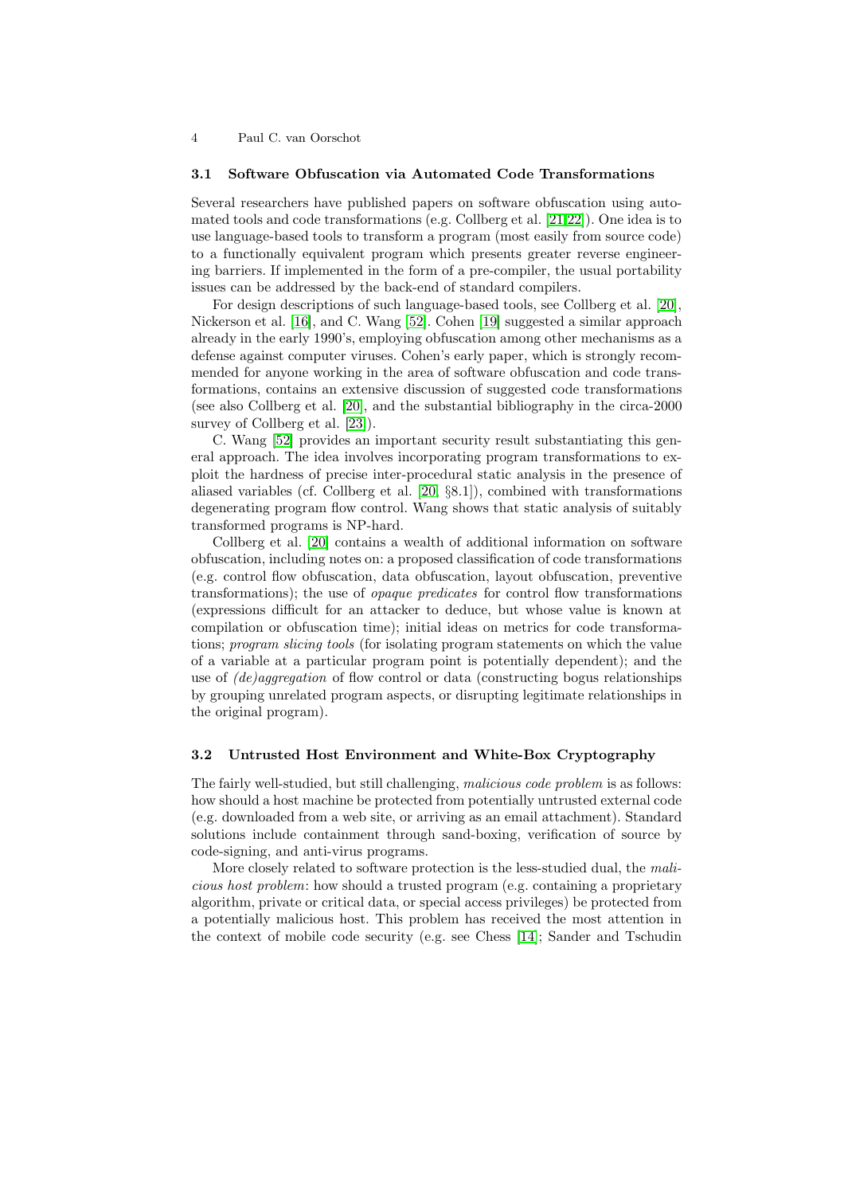### 3.1 Software Obfuscation via Automated Code Transformations

Several researchers have published papers on software obfuscation using automated tools and code transformations (e.g. Collberg et al. [21,22]). One idea is to use language-based tools to transform a program (most easily from source code) to a functionally equivalent program which presents greater reverse engineering barriers. If implemented in the form of a pre-compiler, the usual portability issues can be addressed by the back-end of standard compilers.

For design descriptions of such language-based tools, see Collberg et al. [20], Nickerson et al. [16], and C. Wang [52]. Cohen [19] suggested a similar approach already in the early 1990's, employing obfuscation among other mechanisms as a defense against computer viruses. Cohen's early paper, which is strongly recommended for anyone working in the area of software obfuscation and code transformations, contains an extensive discussion of suggested code transformations (see also Collberg et al. [20], and the substantial bibliography in the circa-2000 survey of Collberg et al. [23]).

C. Wang [52] provides an important security result substantiating this general approach. The idea involves incorporating program transformations to exploit the hardness of precise inter-procedural static analysis in the presence of aliased variables (cf. Collberg et al. [20, §8.1]), combined with transformations degenerating program flow control. Wang shows that static analysis of suitably transformed programs is NP-hard.

Collberg et al. [20] contains a wealth of additional information on software obfuscation, including notes on: a proposed classification of code transformations (e.g. control flow obfuscation, data obfuscation, layout obfuscation, preventive transformations); the use of *opaque predicates* for control flow transformations (expressions difficult for an attacker to deduce, but whose value is known at compilation or obfuscation time); initial ideas on metrics for code transformations; *program slicing tools* (for isolating program statements on which the value of a variable at a particular program point is potentially dependent); and the use of *(de)aggregation* of flow control or data (constructing bogus relationships by grouping unrelated program aspects, or disrupting legitimate relationships in the original program).

### 3.2 Untrusted Host Environment and White-Box Cryptography

The fairly well-studied, but still challenging, *malicious code problem* is as follows: how should a host machine be protected from potentially untrusted external code (e.g. downloaded from a web site, or arriving as an email attachment). Standard solutions include containment through sand-boxing, verification of source by code-signing, and anti-virus programs.

More closely related to software protection is the less-studied dual, the *malicious host problem*: how should a trusted program (e.g. containing a proprietary algorithm, private or critical data, or special access privileges) be protected from a potentially malicious host. This problem has received the most attention in the context of mobile code security (e.g. see Chess [14]; Sander and Tschudin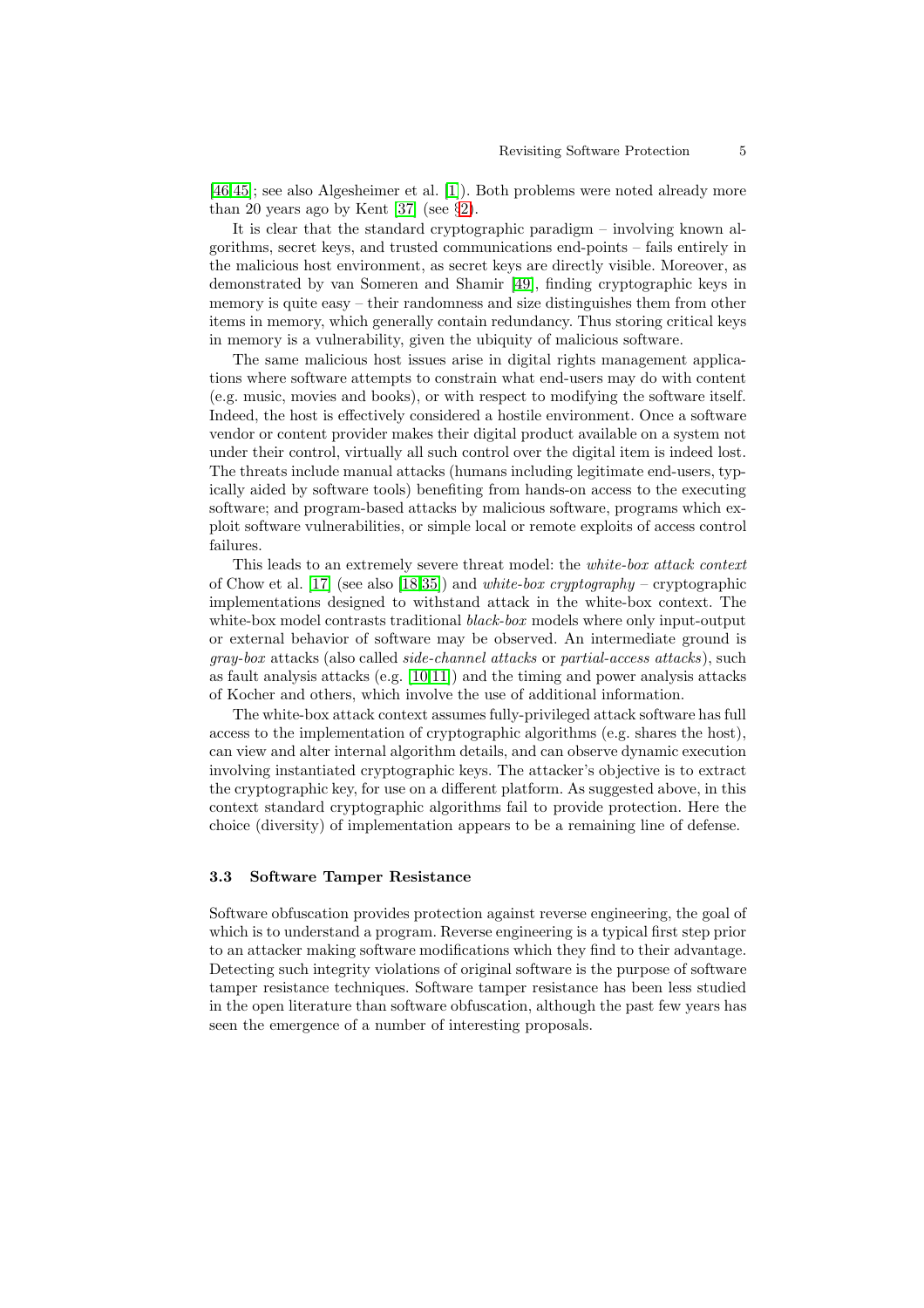[46,45]; see also Algesheimer et al. [1]). Both problems were noted already more than 20 years ago by Kent [37] (see §2).

It is clear that the standard cryptographic paradigm – involving known algorithms, secret keys, and trusted communications end-points – fails entirely in the malicious host environment, as secret keys are directly visible. Moreover, as demonstrated by van Someren and Shamir [49], finding cryptographic keys in memory is quite easy – their randomness and size distinguishes them from other items in memory, which generally contain redundancy. Thus storing critical keys in memory is a vulnerability, given the ubiquity of malicious software.

The same malicious host issues arise in digital rights management applications where software attempts to constrain what end-users may do with content (e.g. music, movies and books), or with respect to modifying the software itself. Indeed, the host is effectively considered a hostile environment. Once a software vendor or content provider makes their digital product available on a system not under their control, virtually all such control over the digital item is indeed lost. The threats include manual attacks (humans including legitimate end-users, typically aided by software tools) benefiting from hands-on access to the executing software; and program-based attacks by malicious software, programs which exploit software vulnerabilities, or simple local or remote exploits of access control failures.

This leads to an extremely severe threat model: the *white-box attack context* of Chow et al. [17] (see also [18,35]) and *white-box cryptography* – cryptographic implementations designed to withstand attack in the white-box context. The white-box model contrasts traditional *black-box* models where only input-output or external behavior of software may be observed. An intermediate ground is *gray-box* attacks (also called *side-channel attacks* or *partial-access attacks*), such as fault analysis attacks (e.g. [10,11]) and the timing and power analysis attacks of Kocher and others, which involve the use of additional information.

The white-box attack context assumes fully-privileged attack software has full access to the implementation of cryptographic algorithms (e.g. shares the host), can view and alter internal algorithm details, and can observe dynamic execution involving instantiated cryptographic keys. The attacker's objective is to extract the cryptographic key, for use on a different platform. As suggested above, in this context standard cryptographic algorithms fail to provide protection. Here the choice (diversity) of implementation appears to be a remaining line of defense.

### 3.3 Software Tamper Resistance

Software obfuscation provides protection against reverse engineering, the goal of which is to understand a program. Reverse engineering is a typical first step prior to an attacker making software modifications which they find to their advantage. Detecting such integrity violations of original software is the purpose of software tamper resistance techniques. Software tamper resistance has been less studied in the open literature than software obfuscation, although the past few years has seen the emergence of a number of interesting proposals.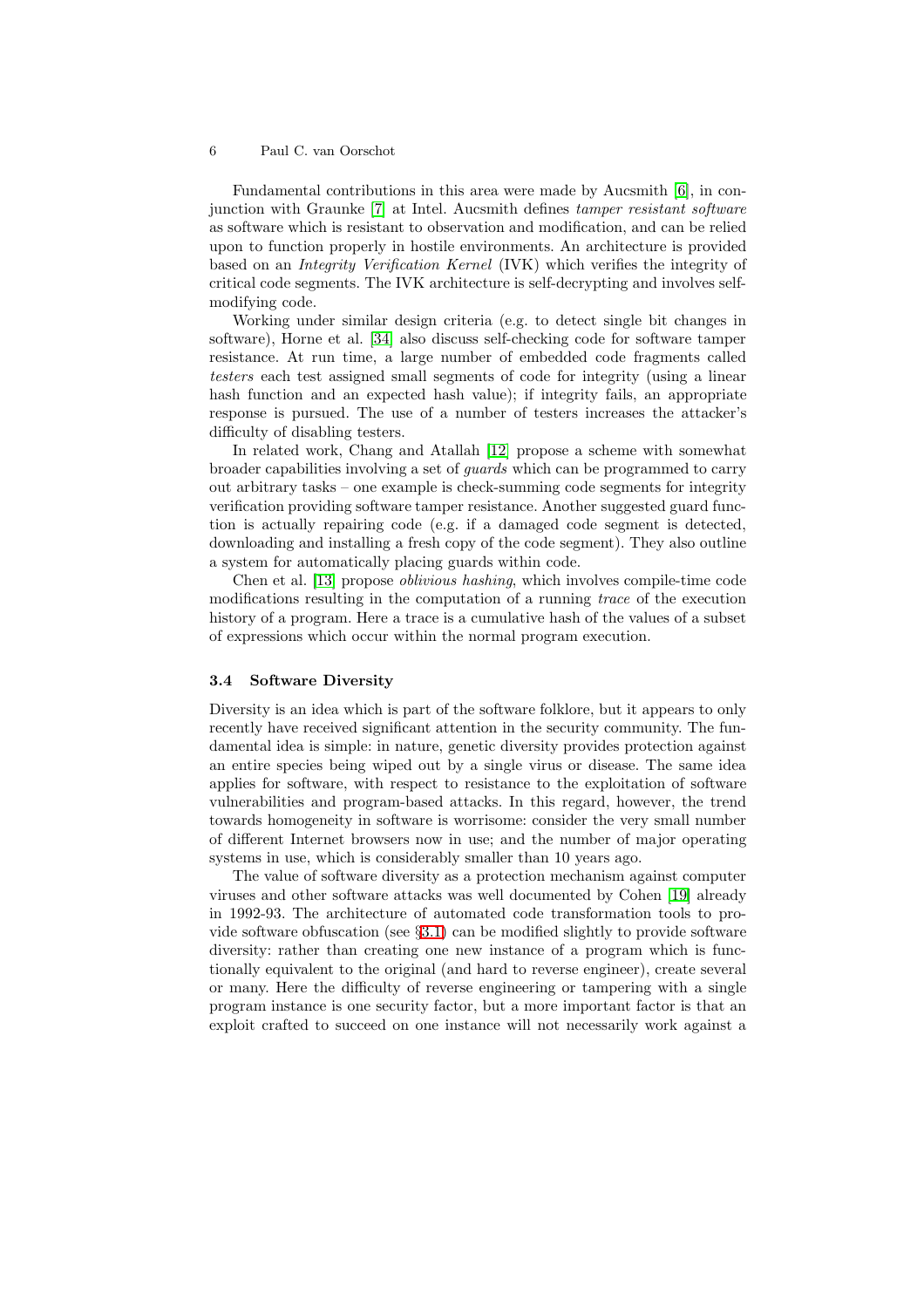Fundamental contributions in this area were made by Aucsmith [6], in conjunction with Graunke [7] at Intel. Aucsmith defines *tamper resistant software* as software which is resistant to observation and modification, and can be relied upon to function properly in hostile environments. An architecture is provided based on an *Integrity Verification Kernel* (IVK) which verifies the integrity of critical code segments. The IVK architecture is self-decrypting and involves self-modifying code.

Working under similar design criteria (e.g. to detect single bit changes in software), Horne et al. [34] also discuss self-checking code for software tamper resistance. At run time, a large number of embedded code fragments called *testers* each test assigned small segments of code for integrity (using a linear hash function and an expected hash value); if integrity fails, an appropriate response is pursued. The use of a number of testers increases the attacker's difficulty of disabling testers.

In related work, Chang and Atallah [12] propose a scheme with somewhat broader capabilities involving a set of *guards* which can be programmed to carry out arbitrary tasks – one example is check-summing code segments for integrity verification providing software tamper resistance. Another suggested guard function is actually repairing code (e.g. if a damaged code segment is detected, downloading and installing a fresh copy of the code segment). They also outline a system for automatically placing guards within code.

Chen et al. [13] propose *oblivious hashing*, which involves compile-time code modifications resulting in the computation of a running *trace* of the execution history of a program. Here a trace is a cumulative hash of the values of a subset of expressions which occur within the normal program execution.

### 3.4 Software Diversity

Diversity is an idea which is part of the software folklore, but it appears to only recently have received significant attention in the security community. The fundamental idea is simple: in nature, genetic diversity provides protection against an entire species being wiped out by a single virus or disease. The same idea applies for software, with respect to resistance to the exploitation of software vulnerabilities and program-based attacks. In this regard, however, the trend towards homogeneity in software is worrisome: consider the very small number of different Internet browsers now in use; and the number of major operating systems in use, which is considerably smaller than 10 years ago.

The value of software diversity as a protection mechanism against computer viruses and other software attacks was well documented by Cohen [19] already in 1992-93. The architecture of automated code transformation tools to provide software obfuscation (see §3.1) can be modified slightly to provide software diversity: rather than creating one new instance of a program which is functionally equivalent to the original (and hard to reverse engineer), create several or many. Here the difficulty of reverse engineering or tampering with a single program instance is one security factor, but a more important factor is that an exploit crafted to succeed on one instance will not necessarily work against a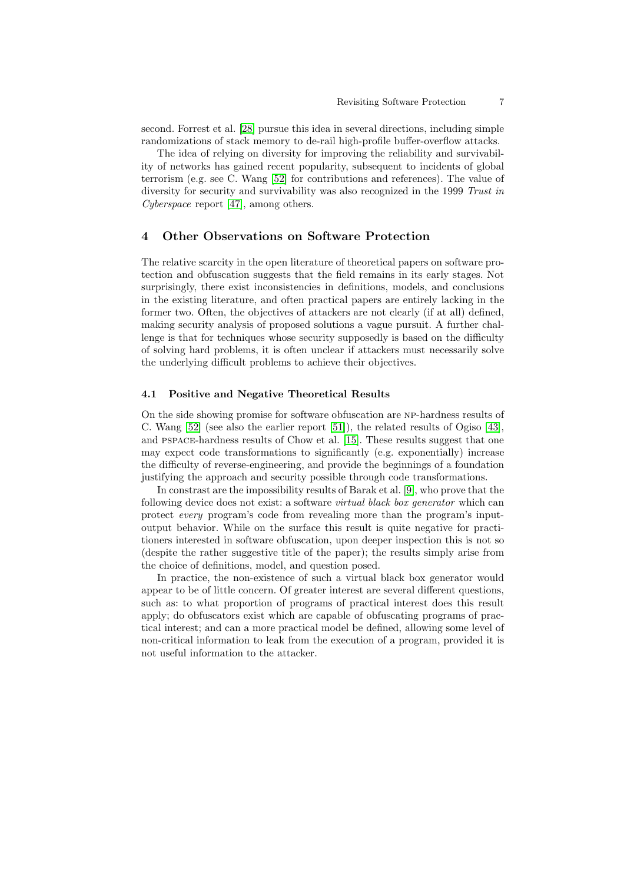second. Forrest et al. [28] pursue this idea in several directions, including simple randomizations of stack memory to de-rail high-profile buffer-overflow attacks.

The idea of relying on diversity for improving the reliability and survivability of networks has gained recent popularity, subsequent to incidents of global terrorism (e.g. see C. Wang [52] for contributions and references). The value of diversity for security and survivability was also recognized in the 1999 *Trust in Cyberspace* report [47], among others.

## 4 Other Observations on Software Protection

The relative scarcity in the open literature of theoretical papers on software protection and obfuscation suggests that the field remains in its early stages. Not surprisingly, there exist inconsistencies in definitions, models, and conclusions in the existing literature, and often practical papers are entirely lacking in the former two. Often, the objectives of attackers are not clearly (if at all) defined, making security analysis of proposed solutions a vague pursuit. A further challenge is that for techniques whose security supposedly is based on the difficulty of solving hard problems, it is often unclear if attackers must necessarily solve the underlying difficult problems to achieve their objectives.

### 4.1 Positive and Negative Theoretical Results

On the side showing promise for software obfuscation are NP-hardness results of C. Wang [52] (see also the earlier report [51]), the related results of Ogiso [43], and PSPACE-hardness results of Chow et al. [15]. These results suggest that one may expect code transformations to significantly (e.g. exponentially) increase the difficulty of reverse-engineering, and provide the beginnings of a foundation justifying the approach and security possible through code transformations.

In constrast are the impossibility results of Barak et al. [9], who prove that the following device does not exist: a software *virtual black box generator* which can protect *every* program's code from revealing more than the program's input-output behavior. While on the surface this result is quite negative for practitioners interested in software obfuscation, upon deeper inspection this is not so (despite the rather suggestive title of the paper); the results simply arise from the choice of definitions, model, and question posed.

In practice, the non-existence of such a virtual black box generator would appear to be of little concern. Of greater interest are several different questions, such as: to what proportion of programs of practical interest does this result apply; do obfuscators exist which are capable of obfuscating programs of practical interest; and can a more practical model be defined, allowing some level of non-critical information to leak from the execution of a program, provided it is not useful information to the attacker.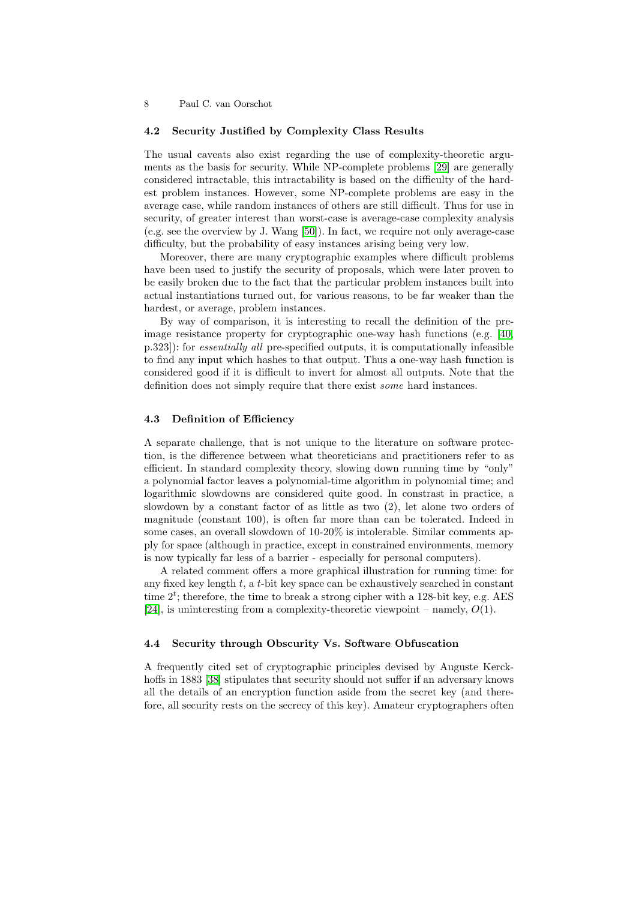### 4.2 Security Justified by Complexity Class Results

The usual caveats also exist regarding the use of complexity-theoretic arguments as the basis for security. While NP-complete problems [29] are generally considered intractable, this intractability is based on the difficulty of the hardest problem instances. However, some NP-complete problems are easy in the average case, while random instances of others are still difficult. Thus for use in security, of greater interest than worst-case is average-case complexity analysis (e.g. see the overview by J. Wang [50]). In fact, we require not only average-case difficulty, but the probability of easy instances arising being very low.

Moreover, there are many cryptographic examples where difficult problems have been used to justify the security of proposals, which were later proven to be easily broken due to the fact that the particular problem instances built into actual instantiations turned out, for various reasons, to be far weaker than the hardest, or average, problem instances.

By way of comparison, it is interesting to recall the definition of the preimage resistance property for cryptographic one-way hash functions (e.g. [40, p.323]): for *essentially all* pre-specified outputs, it is computationally infeasible to find any input which hashes to that output. Thus a one-way hash function is considered good if it is difficult to invert for almost all outputs. Note that the definition does not simply require that there exist *some* hard instances.

### 4.3 Definition of Efficiency

A separate challenge, that is not unique to the literature on software protection, is the difference between what theoreticians and practitioners refer to as efficient. In standard complexity theory, slowing down running time by "only" a polynomial factor leaves a polynomial-time algorithm in polynomial time; and logarithmic slowdowns are considered quite good. In constrast in practice, a slowdown by a constant factor of as little as two (2), let alone two orders of magnitude (constant 100), is often far more than can be tolerated. Indeed in some cases, an overall slowdown of 10-20% is intolerable. Similar comments apply for space (although in practice, except in constrained environments, memory is now typically far less of a barrier - especially for personal computers).

A related comment offers a more graphical illustration for running time: for any fixed key length $t$, a $t$-bit key space can be exhaustively searched in constant time $2^t$; therefore, the time to break a strong cipher with a 128-bit key, e.g. AES [24], is uninteresting from a complexity-theoretic viewpoint – namely, $O(1)$.

### 4.4 Security through Obscurity Vs. Software Obfuscation

A frequently cited set of cryptographic principles devised by Auguste Kerckhoffs in 1883 [38] stipulates that security should not suffer if an adversary knows all the details of an encryption function aside from the secret key (and therefore, all security rests on the secrecy of this key). Amateur cryptographers often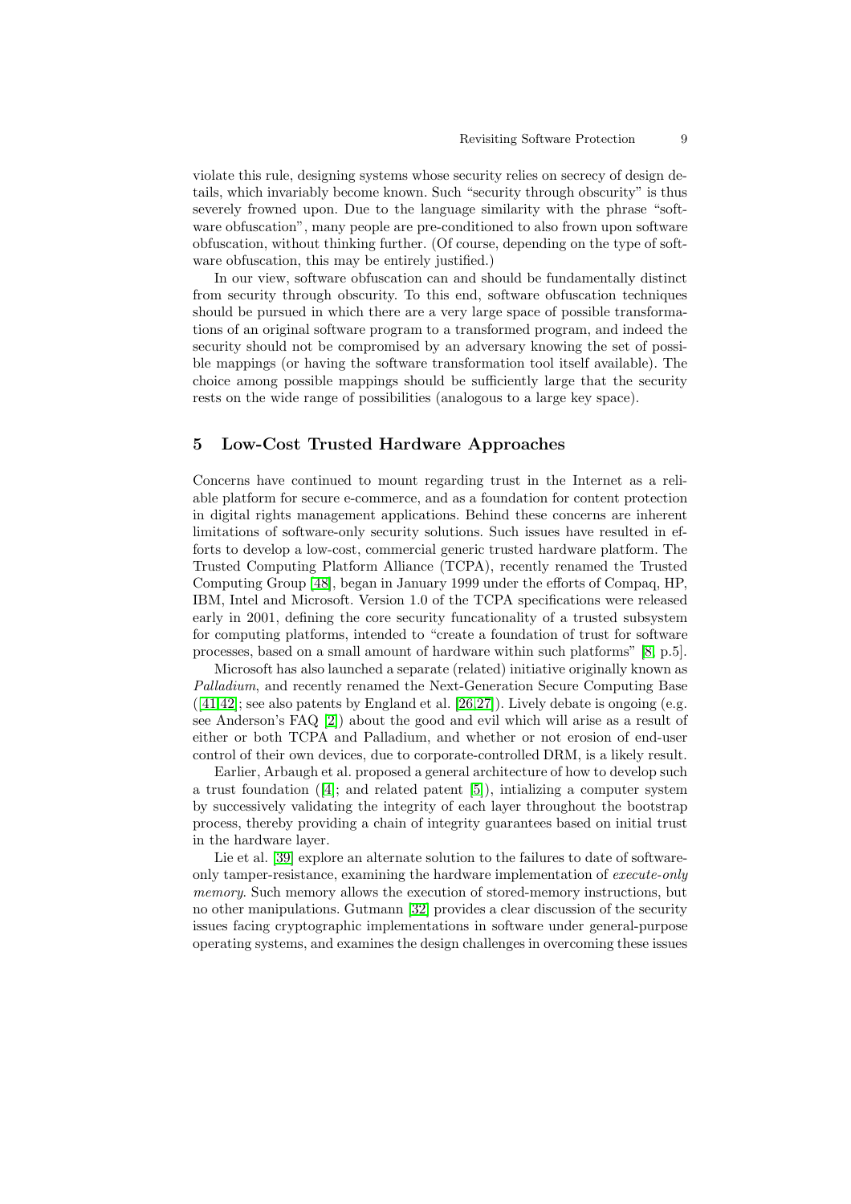violate this rule, designing systems whose security relies on secrecy of design details, which invariably become known. Such "security through obscurity" is thus severely frowned upon. Due to the language similarity with the phrase "software obfuscation", many people are pre-conditioned to also frown upon software obfuscation, without thinking further. (Of course, depending on the type of software obfuscation, this may be entirely justified.)

In our view, software obfuscation can and should be fundamentally distinct from security through obscurity. To this end, software obfuscation techniques should be pursued in which there are a very large space of possible transformations of an original software program to a transformed program, and indeed the security should not be compromised by an adversary knowing the set of possible mappings (or having the software transformation tool itself available). The choice among possible mappings should be sufficiently large that the security rests on the wide range of possibilities (analogous to a large key space).

## 5 Low-Cost Trusted Hardware Approaches

Concerns have continued to mount regarding trust in the Internet as a reliable platform for secure e-commerce, and as a foundation for content protection in digital rights management applications. Behind these concerns are inherent limitations of software-only security solutions. Such issues have resulted in efforts to develop a low-cost, commercial generic trusted hardware platform. The Trusted Computing Platform Alliance (TCPA), recently renamed the Trusted Computing Group [48], began in January 1999 under the efforts of Compaq, HP, IBM, Intel and Microsoft. Version 1.0 of the TCPA specifications were released early in 2001, defining the core security funcationality of a trusted subsystem for computing platforms, intended to "create a foundation of trust for software processes, based on a small amount of hardware within such platforms" [8, p.5].

Microsoft has also launched a separate (related) initiative originally known as *Palladium*, and recently renamed the Next-Generation Secure Computing Base ([41,42]; see also patents by England et al. [26,27]). Lively debate is ongoing (e.g. see Anderson's FAQ [2]) about the good and evil which will arise as a result of either or both TCPA and Palladium, and whether or not erosion of end-user control of their own devices, due to corporate-controlled DRM, is a likely result.

Earlier, Arbaugh et al. proposed a general architecture of how to develop such a trust foundation ([4]; and related patent [5]), intializing a computer system by successively validating the integrity of each layer throughout the bootstrap process, thereby providing a chain of integrity guarantees based on initial trust in the hardware layer.

Lie et al. [39] explore an alternate solution to the failures to date of software-only tamper-resistance, examining the hardware implementation of *execute-only memory*. Such memory allows the execution of stored-memory instructions, but no other manipulations. Gutmann [32] provides a clear discussion of the security issues facing cryptographic implementations in software under general-purpose operating systems, and examines the design challenges in overcoming these issues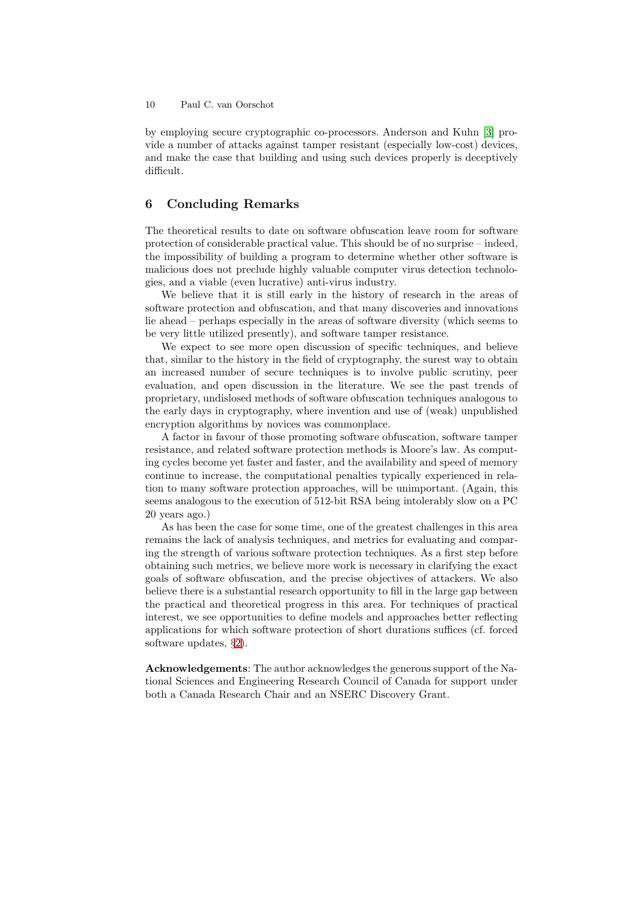by employing secure cryptographic co-processors. Anderson and Kuhn [3] provide a number of attacks against tamper resistant (especially low-cost) devices, and make the case that building and using such devices properly is deceptively difficult.

## 6 Concluding Remarks

The theoretical results to date on software obfuscation leave room for software protection of considerable practical value. This should be of no surprise – indeed, the impossibility of building a program to determine whether other software is malicious does not preclude highly valuable computer virus detection technologies, and a viable (even lucrative) anti-virus industry.

We believe that it is still early in the history of research in the areas of software protection and obfuscation, and that many discoveries and innovations lie ahead – perhaps especially in the areas of software diversity (which seems to be very little utilized presently), and software tamper resistance.

We expect to see more open discussion of specific techniques, and believe that, similar to the history in the field of cryptography, the surest way to obtain an increased number of secure techniques is to involve public scrutiny, peer evaluation, and open discussion in the literature. We see the past trends of proprietary, undislosed methods of software obfuscation techniques analogous to the early days in cryptography, where invention and use of (weak) unpublished encryption algorithms by novices was commonplace.

A factor in favour of those promoting software obfuscation, software tamper resistance, and related software protection methods is Moore's law. As computing cycles become yet faster and faster, and the availability and speed of memory continue to increase, the computational penalties typically experienced in relation to many software protection approaches, will be unimportant. (Again, this seems analogous to the execution of 512-bit RSA being intolerably slow on a PC 20 years ago.)

As has been the case for some time, one of the greatest challenges in this area remains the lack of analysis techniques, and metrics for evaluating and comparing the strength of various software protection techniques. As a first step before obtaining such metrics, we believe more work is necessary in clarifying the exact goals of software obfuscation, and the precise objectives of attackers. We also believe there is a substantial research opportunity to fill in the large gap between the practical and theoretical progress in this area. For techniques of practical interest, we see opportunities to define models and approaches better reflecting applications for which software protection of short durations suffices (cf. forced software updates, §2).

**Acknowledgements**: The author acknowledges the generous support of the National Sciences and Engineering Research Council of Canada for support under both a Canada Research Chair and an NSERC Discovery Grant.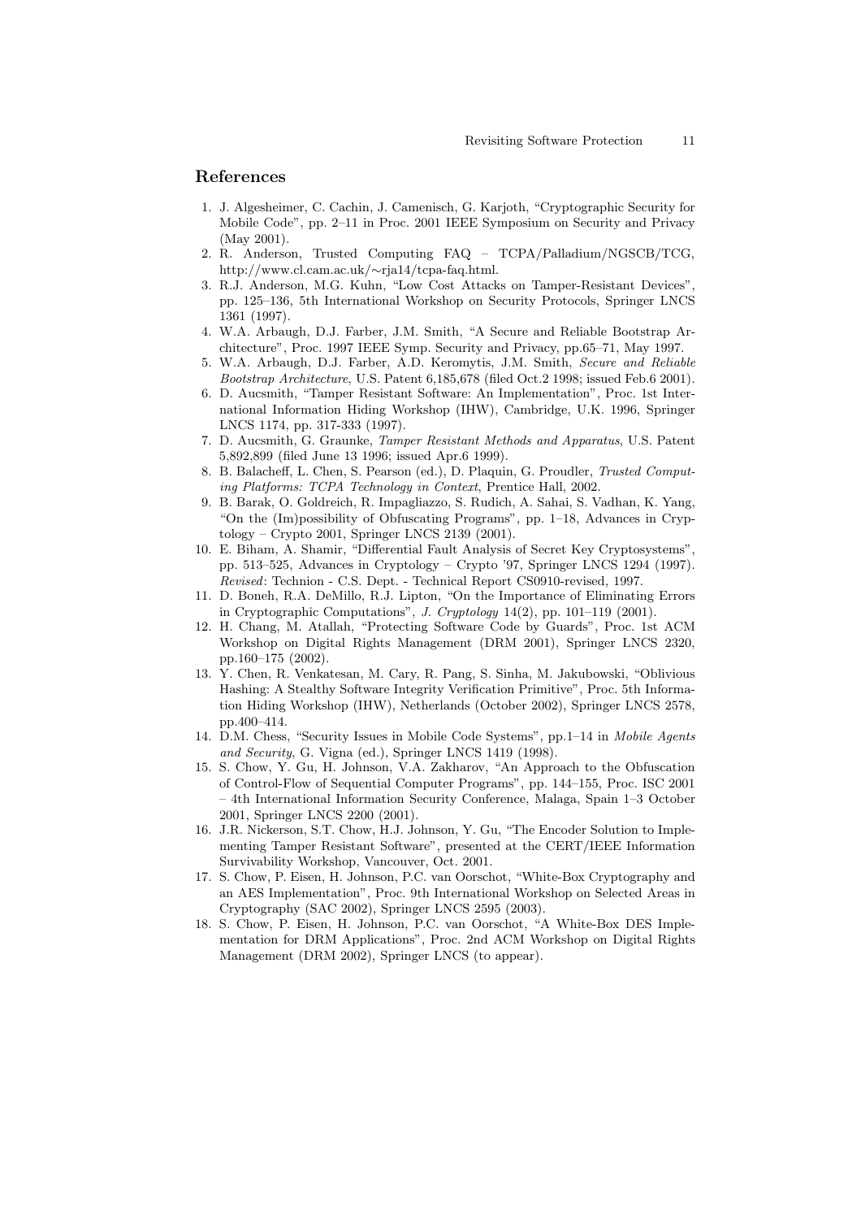## References

1. J. Algesheimer, C. Cachin, J. Camenisch, G. Karjoth, "Cryptographic Security for Mobile Code", pp. 2–11 in Proc. 2001 IEEE Symposium on Security and Privacy (May 2001).
2. R. Anderson, Trusted Computing FAQ – TCPA/Palladium/NGSCB/TCG, http://www.cl.cam.ac.uk/∼rja14/tcpa-faq.html.
3. R.J. Anderson, M.G. Kuhn, "Low Cost Attacks on Tamper-Resistant Devices", pp. 125–136, 5th International Workshop on Security Protocols, Springer LNCS 1361 (1997).
4. W.A. Arbaugh, D.J. Farber, J.M. Smith, "A Secure and Reliable Bootstrap Architecture", Proc. 1997 IEEE Symp. Security and Privacy, pp.65–71, May 1997.
5. W.A. Arbaugh, D.J. Farber, A.D. Keromytis, J.M. Smith, *Secure and Reliable Bootstrap Architecture*, U.S. Patent 6,185,678 (filed Oct.2 1998; issued Feb.6 2001).
6. D. Aucsmith, "Tamper Resistant Software: An Implementation", Proc. 1st International Information Hiding Workshop (IHW), Cambridge, U.K. 1996, Springer LNCS 1174, pp. 317-333 (1997).
7. D. Aucsmith, G. Graunke, *Tamper Resistant Methods and Apparatus*, U.S. Patent 5,892,899 (filed June 13 1996; issued Apr.6 1999).
8. B. Balacheff, L. Chen, S. Pearson (ed.), D. Plaquin, G. Proudler, *Trusted Computing Platforms: TCPA Technology in Context*, Prentice Hall, 2002.
9. B. Barak, O. Goldreich, R. Impagliazzo, S. Rudich, A. Sahai, S. Vadhan, K. Yang, "On the (Im)possibility of Obfuscating Programs", pp. 1–18, Advances in Cryptology – Crypto 2001, Springer LNCS 2139 (2001).
10. E. Biham, A. Shamir, "Differential Fault Analysis of Secret Key Cryptosystems", pp. 513–525, Advances in Cryptology – Crypto '97, Springer LNCS 1294 (1997). *Revised*: Technion - C.S. Dept. - Technical Report CS0910-revised, 1997.
11. D. Boneh, R.A. DeMillo, R.J. Lipton, "On the Importance of Eliminating Errors in Cryptographic Computations", *J. Cryptology* 14(2), pp. 101–119 (2001).
12. H. Chang, M. Atallah, "Protecting Software Code by Guards", Proc. 1st ACM Workshop on Digital Rights Management (DRM 2001), Springer LNCS 2320, pp.160–175 (2002).
13. Y. Chen, R. Venkatesan, M. Cary, R. Pang, S. Sinha, M. Jakubowski, "Oblivious Hashing: A Stealthy Software Integrity Verification Primitive", Proc. 5th Information Hiding Workshop (IHW), Netherlands (October 2002), Springer LNCS 2578, pp.400–414.
14. D.M. Chess, "Security Issues in Mobile Code Systems", pp.1–14 in *Mobile Agents and Security*, G. Vigna (ed.), Springer LNCS 1419 (1998).
15. S. Chow, Y. Gu, H. Johnson, V.A. Zakharov, "An Approach to the Obfuscation of Control-Flow of Sequential Computer Programs", pp. 144–155, Proc. ISC 2001 – 4th International Information Security Conference, Malaga, Spain 1–3 October 2001, Springer LNCS 2200 (2001).
16. J.R. Nickerson, S.T. Chow, H.J. Johnson, Y. Gu, "The Encoder Solution to Implementing Tamper Resistant Software", presented at the CERT/IEEE Information Survivability Workshop, Vancouver, Oct. 2001.
17. S. Chow, P. Eisen, H. Johnson, P.C. van Oorschot, "White-Box Cryptography and an AES Implementation", Proc. 9th International Workshop on Selected Areas in Cryptography (SAC 2002), Springer LNCS 2595 (2003).
18. S. Chow, P. Eisen, H. Johnson, P.C. van Oorschot, "A White-Box DES Implementation for DRM Applications", Proc. 2nd ACM Workshop on Digital Rights Management (DRM 2002), Springer LNCS (to appear).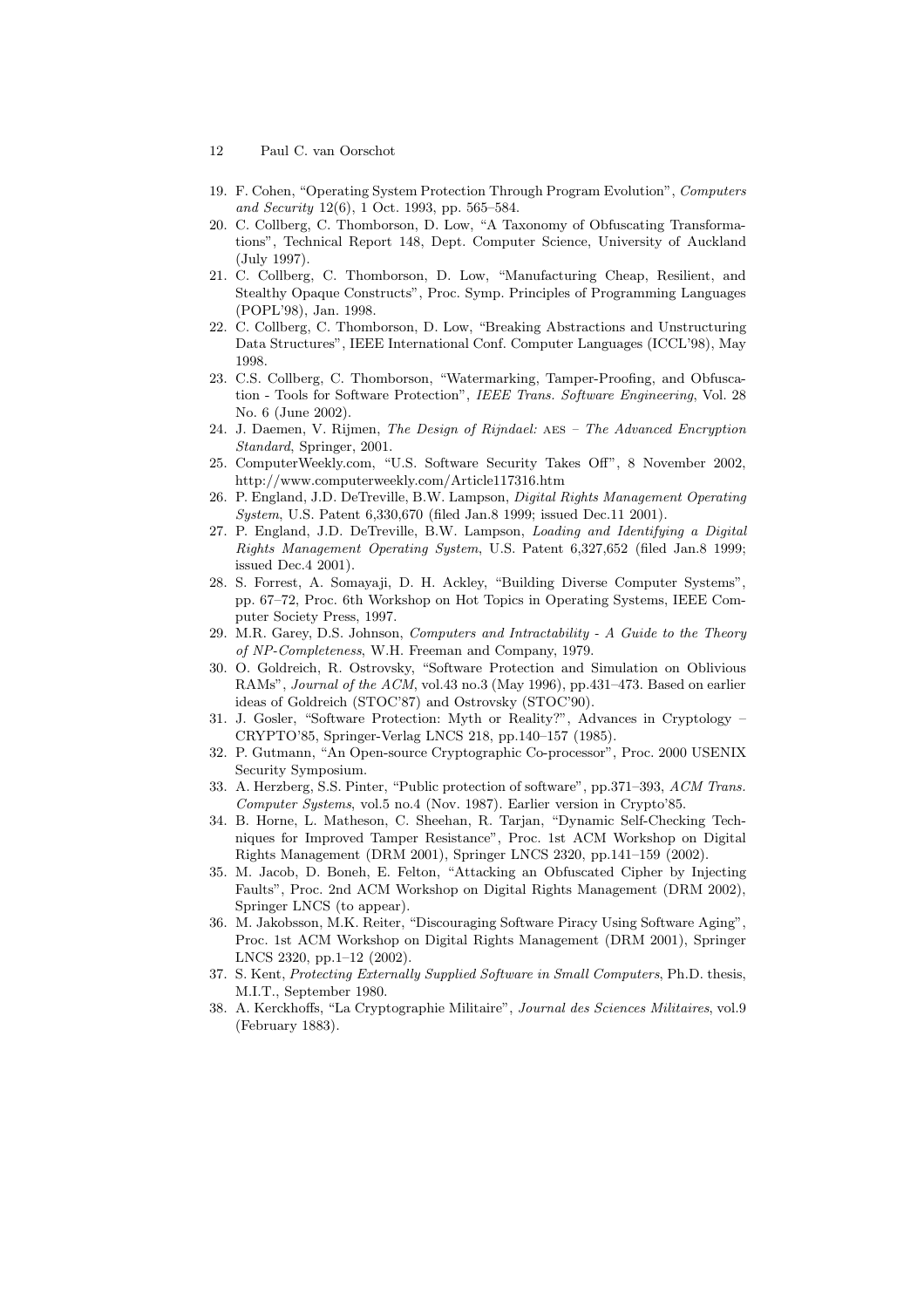19. F. Cohen, "Operating System Protection Through Program Evolution", *Computers and Security* 12(6), 1 Oct. 1993, pp. 565–584.
20. C. Collberg, C. Thomborson, D. Low, "A Taxonomy of Obfuscating Transformations", Technical Report 148, Dept. Computer Science, University of Auckland (July 1997).
21. C. Collberg, C. Thomborson, D. Low, "Manufacturing Cheap, Resilient, and Stealthy Opaque Constructs", Proc. Symp. Principles of Programming Languages (POPL'98), Jan. 1998.
22. C. Collberg, C. Thomborson, D. Low, "Breaking Abstractions and Unstructuring Data Structures", IEEE International Conf. Computer Languages (ICCL'98), May 1998.
23. C.S. Collberg, C. Thomborson, "Watermarking, Tamper-Proofing, and Obfuscation - Tools for Software Protection", *IEEE Trans. Software Engineering*, Vol. 28 No. 6 (June 2002).
24. J. Daemen, V. Rijmen, *The Design of Rijndael:* AES *– The Advanced Encryption Standard*, Springer, 2001.
25. ComputerWeekly.com, "U.S. Software Security Takes Off", 8 November 2002, http://www.computerweekly.com/Article117316.htm
26. P. England, J.D. DeTreville, B.W. Lampson, *Digital Rights Management Operating System*, U.S. Patent 6,330,670 (filed Jan.8 1999; issued Dec.11 2001).
27. P. England, J.D. DeTreville, B.W. Lampson, *Loading and Identifying a Digital Rights Management Operating System*, U.S. Patent 6,327,652 (filed Jan.8 1999; issued Dec.4 2001).
28. S. Forrest, A. Somayaji, D. H. Ackley, "Building Diverse Computer Systems", pp. 67–72, Proc. 6th Workshop on Hot Topics in Operating Systems, IEEE Computer Society Press, 1997.
29. M.R. Garey, D.S. Johnson, *Computers and Intractability - A Guide to the Theory of NP-Completeness*, W.H. Freeman and Company, 1979.
30. O. Goldreich, R. Ostrovsky, "Software Protection and Simulation on Oblivious RAMs", *Journal of the ACM*, vol.43 no.3 (May 1996), pp.431–473. Based on earlier ideas of Goldreich (STOC'87) and Ostrovsky (STOC'90).
31. J. Gosler, "Software Protection: Myth or Reality?", Advances in Cryptology – CRYPTO'85, Springer-Verlag LNCS 218, pp.140–157 (1985).
32. P. Gutmann, "An Open-source Cryptographic Co-processor", Proc. 2000 USENIX Security Symposium.
33. A. Herzberg, S.S. Pinter, "Public protection of software", pp.371–393, *ACM Trans. Computer Systems*, vol.5 no.4 (Nov. 1987). Earlier version in Crypto'85.
34. B. Horne, L. Matheson, C. Sheehan, R. Tarjan, "Dynamic Self-Checking Techniques for Improved Tamper Resistance", Proc. 1st ACM Workshop on Digital Rights Management (DRM 2001), Springer LNCS 2320, pp.141–159 (2002).
35. M. Jacob, D. Boneh, E. Felton, "Attacking an Obfuscated Cipher by Injecting Faults", Proc. 2nd ACM Workshop on Digital Rights Management (DRM 2002), Springer LNCS (to appear).
36. M. Jakobsson, M.K. Reiter, "Discouraging Software Piracy Using Software Aging", Proc. 1st ACM Workshop on Digital Rights Management (DRM 2001), Springer LNCS 2320, pp.1–12 (2002).
37. S. Kent, *Protecting Externally Supplied Software in Small Computers*, Ph.D. thesis, M.I.T., September 1980.
38. A. Kerckhoffs, "La Cryptographie Militaire", *Journal des Sciences Militaires*, vol.9 (February 1883).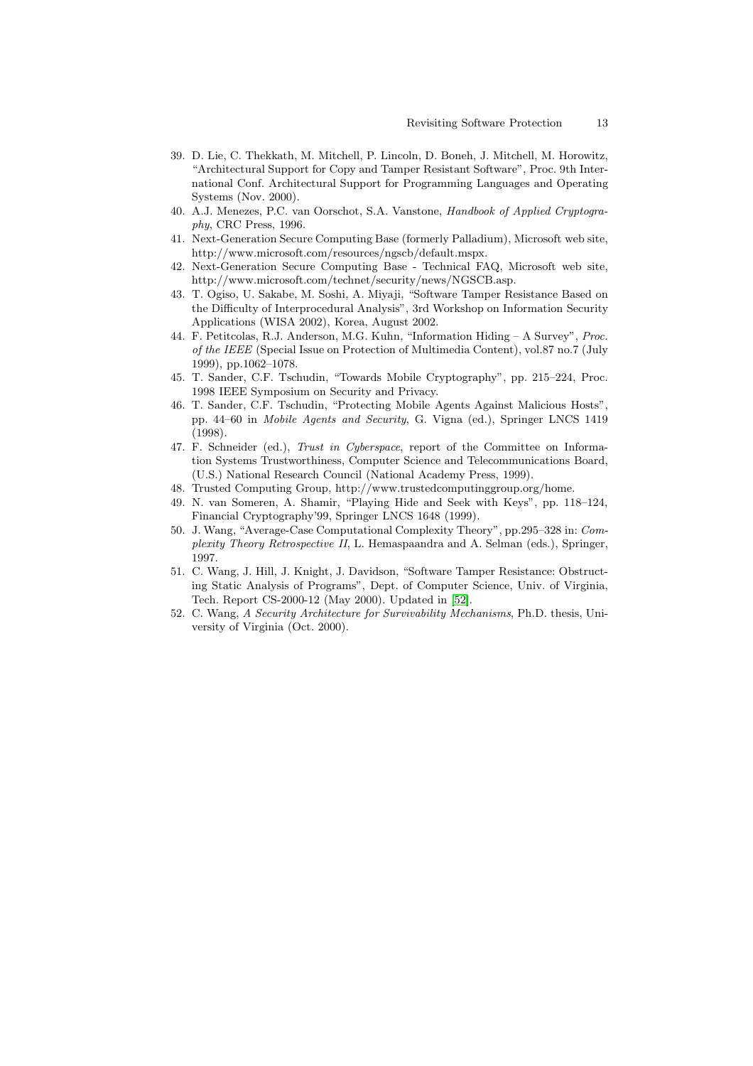39. D. Lie, C. Thekkath, M. Mitchell, P. Lincoln, D. Boneh, J. Mitchell, M. Horowitz, "Architectural Support for Copy and Tamper Resistant Software", Proc. 9th International Conf. Architectural Support for Programming Languages and Operating Systems (Nov. 2000).
40. A.J. Menezes, P.C. van Oorschot, S.A. Vanstone, *Handbook of Applied Cryptography*, CRC Press, 1996.
41. Next-Generation Secure Computing Base (formerly Palladium), Microsoft web site, http://www.microsoft.com/resources/ngscb/default.mspx.
42. Next-Generation Secure Computing Base - Technical FAQ, Microsoft web site, http://www.microsoft.com/technet/security/news/NGSCB.asp.
43. T. Ogiso, U. Sakabe, M. Soshi, A. Miyaji, "Software Tamper Resistance Based on the Difficulty of Interprocedural Analysis", 3rd Workshop on Information Security Applications (WISA 2002), Korea, August 2002.
44. F. Petitcolas, R.J. Anderson, M.G. Kuhn, "Information Hiding – A Survey", *Proc. of the IEEE* (Special Issue on Protection of Multimedia Content), vol.87 no.7 (July 1999), pp.1062–1078.
45. T. Sander, C.F. Tschudin, "Towards Mobile Cryptography", pp. 215–224, Proc. 1998 IEEE Symposium on Security and Privacy.
46. T. Sander, C.F. Tschudin, "Protecting Mobile Agents Against Malicious Hosts", pp. 44–60 in *Mobile Agents and Security*, G. Vigna (ed.), Springer LNCS 1419 (1998).
47. F. Schneider (ed.), *Trust in Cyberspace*, report of the Committee on Information Systems Trustworthiness, Computer Science and Telecommunications Board, (U.S.) National Research Council (National Academy Press, 1999).
48. Trusted Computing Group, http://www.trustedcomputinggroup.org/home.
49. N. van Someren, A. Shamir, "Playing Hide and Seek with Keys", pp. 118–124, Financial Cryptography'99, Springer LNCS 1648 (1999).
50. J. Wang, "Average-Case Computational Complexity Theory", pp.295–328 in: *Complexity Theory Retrospective II*, L. Hemaspaandra and A. Selman (eds.), Springer, 1997.
51. C. Wang, J. Hill, J. Knight, J. Davidson, "Software Tamper Resistance: Obstructing Static Analysis of Programs", Dept. of Computer Science, Univ. of Virginia, Tech. Report CS-2000-12 (May 2000). Updated in [52].
52. C. Wang, *A Security Architecture for Survivability Mechanisms*, Ph.D. thesis, University of Virginia (Oct. 2000).